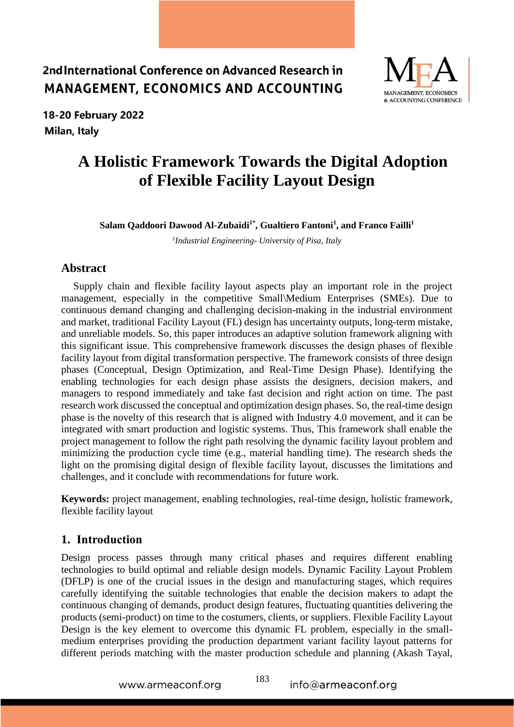2nd International Conference on Advanced Research in MANAGEMENT, ECONOMICS AND ACCOUNTING

18-20 February 2022

Milan, Italy

# A Holistic Framework Towards the Digital Adoption of Flexible Facility Layout Design

**Salam Qaddoori Dawood Al-Zubaidi[1*], Gualtiero Fantoni[1], and Franco Failli[1]**

[1]*Industrial Engineering- University of Pisa, Italy*

## Abstract

Supply chain and flexible facility layout aspects play an important role in the project management, especially in the competitive Small\Medium Enterprises (SMEs). Due to continuous demand changing and challenging decision-making in the industrial environment and market, traditional Facility Layout (FL) design has uncertainty outputs, long-term mistake, and unreliable models. So, this paper introduces an adaptive solution framework aligning with this significant issue. This comprehensive framework discusses the design phases of flexible facility layout from digital transformation perspective. The framework consists of three design phases (Conceptual, Design Optimization, and Real-Time Design Phase). Identifying the enabling technologies for each design phase assists the designers, decision makers, and managers to respond immediately and take fast decision and right action on time. The past research work discussed the conceptual and optimization design phases. So, the real-time design phase is the novelty of this research that is aligned with Industry 4.0 movement, and it can be integrated with smart production and logistic systems. Thus, This framework shall enable the project management to follow the right path resolving the dynamic facility layout problem and minimizing the production cycle time (e.g., material handling time). The research sheds the light on the promising digital design of flexible facility layout, discusses the limitations and challenges, and it conclude with recommendations for future work.

**Keywords:** project management, enabling technologies, real-time design, holistic framework, flexible facility layout

## 1. Introduction

Design process passes through many critical phases and requires different enabling technologies to build optimal and reliable design models. Dynamic Facility Layout Problem (DFLP) is one of the crucial issues in the design and manufacturing stages, which requires carefully identifying the suitable technologies that enable the decision makers to adapt the continuous changing of demands, product design features, fluctuating quantities delivering the products (semi-product) on time to the costumers, clients, or suppliers. Flexible Facility Layout Design is the key element to overcome this dynamic FL problem, especially in the small-medium enterprises providing the production department variant facility layout patterns for different periods matching with the master production schedule and planning (Akash Tayal,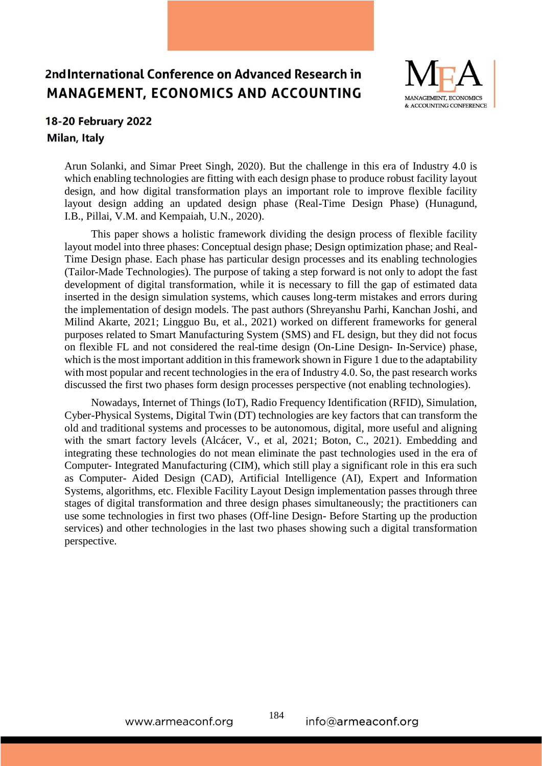Arun Solanki, and Simar Preet Singh, 2020). But the challenge in this era of Industry 4.0 is which enabling technologies are fitting with each design phase to produce robust facility layout design, and how digital transformation plays an important role to improve flexible facility layout design adding an updated design phase (Real-Time Design Phase) (Hunagund, I.B., Pillai, V.M. and Kempaiah, U.N., 2020).

This paper shows a holistic framework dividing the design process of flexible facility layout model into three phases: Conceptual design phase; Design optimization phase; and Real-Time Design phase. Each phase has particular design processes and its enabling technologies (Tailor-Made Technologies). The purpose of taking a step forward is not only to adopt the fast development of digital transformation, while it is necessary to fill the gap of estimated data inserted in the design simulation systems, which causes long-term mistakes and errors during the implementation of design models. The past authors (Shreyanshu Parhi, Kanchan Joshi, and Milind Akarte, 2021; Lingguo Bu, et al., 2021) worked on different frameworks for general purposes related to Smart Manufacturing System (SMS) and FL design, but they did not focus on flexible FL and not considered the real-time design (On-Line Design- In-Service) phase, which is the most important addition in this framework shown in Figure 1 due to the adaptability with most popular and recent technologies in the era of Industry 4.0. So, the past research works discussed the first two phases form design processes perspective (not enabling technologies).

Nowadays, Internet of Things (IoT), Radio Frequency Identification (RFID), Simulation, Cyber-Physical Systems, Digital Twin (DT) technologies are key factors that can transform the old and traditional systems and processes to be autonomous, digital, more useful and aligning with the smart factory levels (Alcácer, V., et al, 2021; Boton, C., 2021). Embedding and integrating these technologies do not mean eliminate the past technologies used in the era of Computer- Integrated Manufacturing (CIM), which still play a significant role in this era such as Computer- Aided Design (CAD), Artificial Intelligence (AI), Expert and Information Systems, algorithms, etc. Flexible Facility Layout Design implementation passes through three stages of digital transformation and three design phases simultaneously; the practitioners can use some technologies in first two phases (Off-line Design- Before Starting up the production services) and other technologies in the last two phases showing such a digital transformation perspective.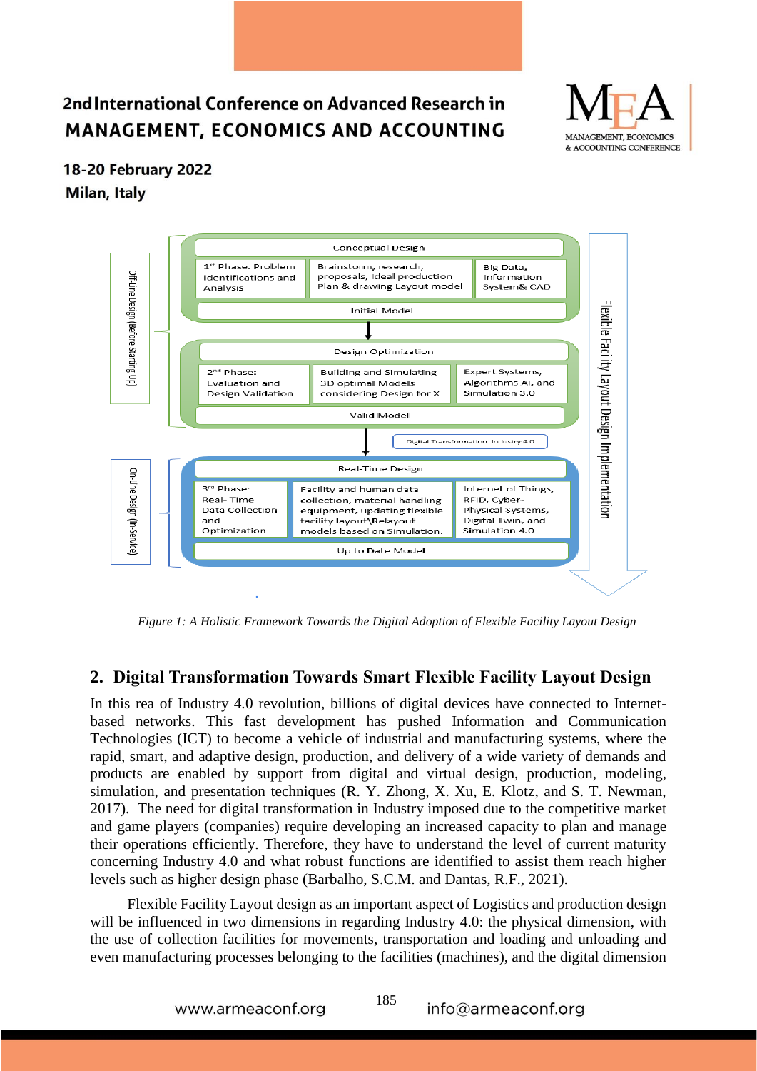*Figure 1: A Holistic Framework Towards the Digital Adoption of Flexible Facility Layout Design*

## 2. Digital Transformation Towards Smart Flexible Facility Layout Design

In this rea of Industry 4.0 revolution, billions of digital devices have connected to Internet-based networks. This fast development has pushed Information and Communication Technologies (ICT) to become a vehicle of industrial and manufacturing systems, where the rapid, smart, and adaptive design, production, and delivery of a wide variety of demands and products are enabled by support from digital and virtual design, production, modeling, simulation, and presentation techniques (R. Y. Zhong, X. Xu, E. Klotz, and S. T. Newman, 2017). The need for digital transformation in Industry imposed due to the competitive market and game players (companies) require developing an increased capacity to plan and manage their operations efficiently. Therefore, they have to understand the level of current maturity concerning Industry 4.0 and what robust functions are identified to assist them reach higher levels such as higher design phase (Barbalho, S.C.M. and Dantas, R.F., 2021).

Flexible Facility Layout design as an important aspect of Logistics and production design will be influenced in two dimensions in regarding Industry 4.0: the physical dimension, with the use of collection facilities for movements, transportation and loading and unloading and even manufacturing processes belonging to the facilities (machines), and the digital dimension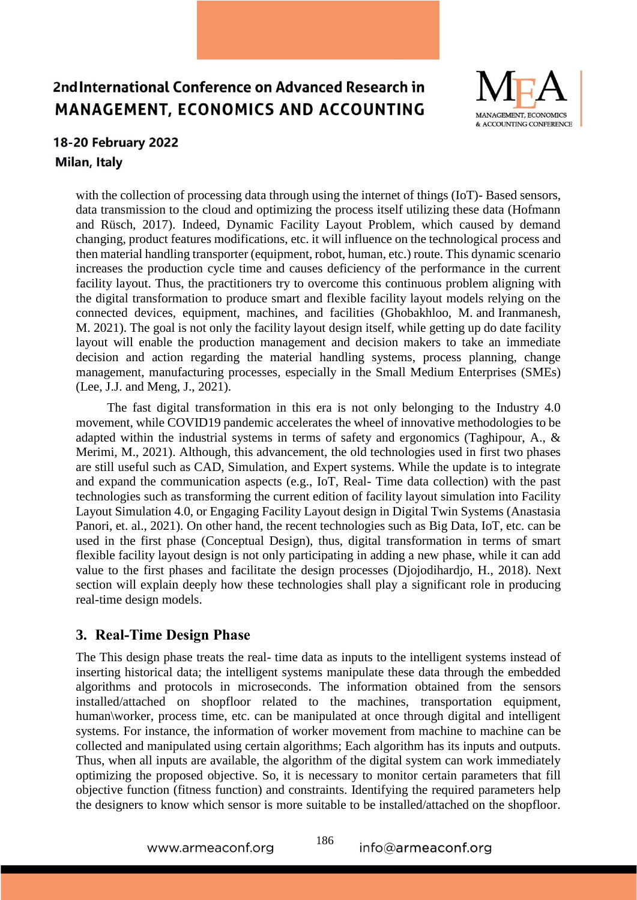with the collection of processing data through using the internet of things (IoT)- Based sensors, data transmission to the cloud and optimizing the process itself utilizing these data (Hofmann and Rüsch, 2017). Indeed, Dynamic Facility Layout Problem, which caused by demand changing, product features modifications, etc. it will influence on the technological process and then material handling transporter (equipment, robot, human, etc.) route. This dynamic scenario increases the production cycle time and causes deficiency of the performance in the current facility layout. Thus, the practitioners try to overcome this continuous problem aligning with the digital transformation to produce smart and flexible facility layout models relying on the connected devices, equipment, machines, and facilities (Ghobakhloo, M. and Iranmanesh, M. 2021). The goal is not only the facility layout design itself, while getting up do date facility layout will enable the production management and decision makers to take an immediate decision and action regarding the material handling systems, process planning, change management, manufacturing processes, especially in the Small Medium Enterprises (SMEs) (Lee, J.J. and Meng, J., 2021).

The fast digital transformation in this era is not only belonging to the Industry 4.0 movement, while COVID19 pandemic accelerates the wheel of innovative methodologies to be adapted within the industrial systems in terms of safety and ergonomics (Taghipour, A., & Merimi, M., 2021). Although, this advancement, the old technologies used in first two phases are still useful such as CAD, Simulation, and Expert systems. While the update is to integrate and expand the communication aspects (e.g., IoT, Real- Time data collection) with the past technologies such as transforming the current edition of facility layout simulation into Facility Layout Simulation 4.0, or Engaging Facility Layout design in Digital Twin Systems (Anastasia Panori, et. al., 2021). On other hand, the recent technologies such as Big Data, IoT, etc. can be used in the first phase (Conceptual Design), thus, digital transformation in terms of smart flexible facility layout design is not only participating in adding a new phase, while it can add value to the first phases and facilitate the design processes (Djojodihardjo, H., 2018). Next section will explain deeply how these technologies shall play a significant role in producing real-time design models.

## 3. Real-Time Design Phase

The This design phase treats the real- time data as inputs to the intelligent systems instead of inserting historical data; the intelligent systems manipulate these data through the embedded algorithms and protocols in microseconds. The information obtained from the sensors installed/attached on shopfloor related to the machines, transportation equipment, human\worker, process time, etc. can be manipulated at once through digital and intelligent systems. For instance, the information of worker movement from machine to machine can be collected and manipulated using certain algorithms; Each algorithm has its inputs and outputs. Thus, when all inputs are available, the algorithm of the digital system can work immediately optimizing the proposed objective. So, it is necessary to monitor certain parameters that fill objective function (fitness function) and constraints. Identifying the required parameters help the designers to know which sensor is more suitable to be installed/attached on the shopfloor.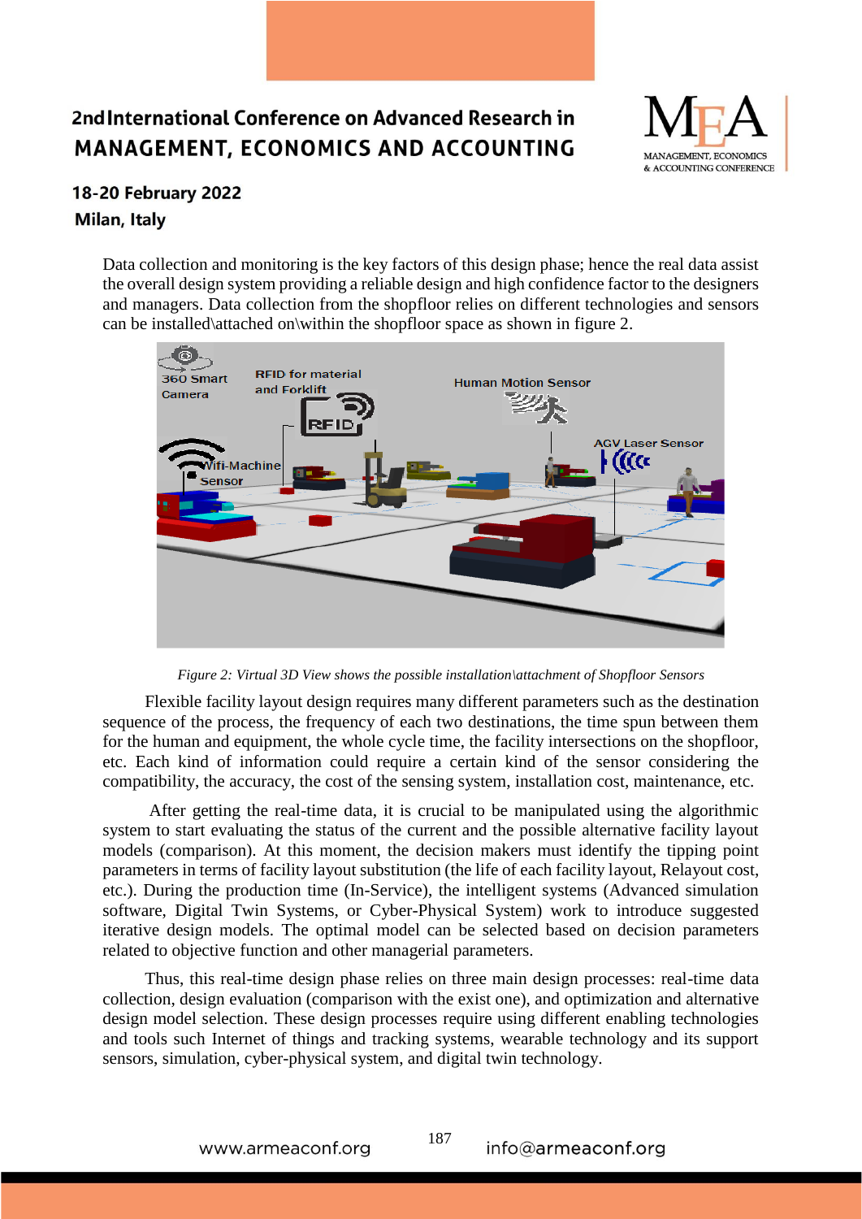Data collection and monitoring is the key factors of this design phase; hence the real data assist the overall design system providing a reliable design and high confidence factor to the designers and managers. Data collection from the shopfloor relies on different technologies and sensors can be installed\attached on\within the shopfloor space as shown in figure 2.

*Figure 2: Virtual 3D View shows the possible installation\attachment of Shopfloor Sensors*

Flexible facility layout design requires many different parameters such as the destination sequence of the process, the frequency of each two destinations, the time spun between them for the human and equipment, the whole cycle time, the facility intersections on the shopfloor, etc. Each kind of information could require a certain kind of the sensor considering the compatibility, the accuracy, the cost of the sensing system, installation cost, maintenance, etc.

After getting the real-time data, it is crucial to be manipulated using the algorithmic system to start evaluating the status of the current and the possible alternative facility layout models (comparison). At this moment, the decision makers must identify the tipping point parameters in terms of facility layout substitution (the life of each facility layout, Relayout cost, etc.). During the production time (In-Service), the intelligent systems (Advanced simulation software, Digital Twin Systems, or Cyber-Physical System) work to introduce suggested iterative design models. The optimal model can be selected based on decision parameters related to objective function and other managerial parameters.

Thus, this real-time design phase relies on three main design processes: real-time data collection, design evaluation (comparison with the exist one), and optimization and alternative design model selection. These design processes require using different enabling technologies and tools such Internet of things and tracking systems, wearable technology and its support sensors, simulation, cyber-physical system, and digital twin technology.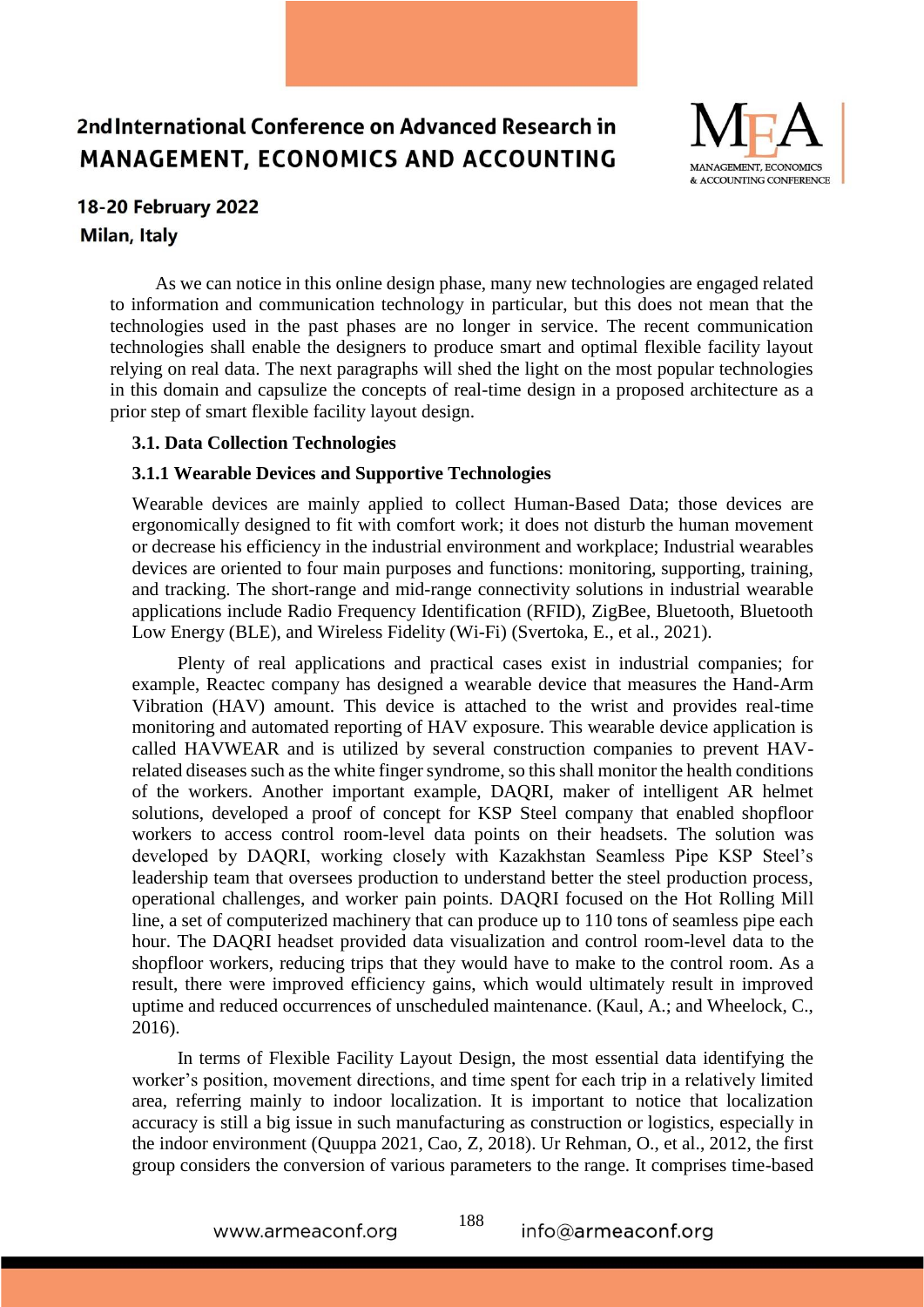As we can notice in this online design phase, many new technologies are engaged related to information and communication technology in particular, but this does not mean that the technologies used in the past phases are no longer in service. The recent communication technologies shall enable the designers to produce smart and optimal flexible facility layout relying on real data. The next paragraphs will shed the light on the most popular technologies in this domain and capsulize the concepts of real-time design in a proposed architecture as a prior step of smart flexible facility layout design.

### 3.1. Data Collection Technologies

#### 3.1.1 Wearable Devices and Supportive Technologies

Wearable devices are mainly applied to collect Human-Based Data; those devices are ergonomically designed to fit with comfort work; it does not disturb the human movement or decrease his efficiency in the industrial environment and workplace; Industrial wearables devices are oriented to four main purposes and functions: monitoring, supporting, training, and tracking. The short-range and mid-range connectivity solutions in industrial wearable applications include Radio Frequency Identification (RFID), ZigBee, Bluetooth, Bluetooth Low Energy (BLE), and Wireless Fidelity (Wi-Fi) (Svertoka, E., et al., 2021).

Plenty of real applications and practical cases exist in industrial companies; for example, Reactec company has designed a wearable device that measures the Hand-Arm Vibration (HAV) amount. This device is attached to the wrist and provides real-time monitoring and automated reporting of HAV exposure. This wearable device application is called HAVWEAR and is utilized by several construction companies to prevent HAV-related diseases such as the white finger syndrome, so this shall monitor the health conditions of the workers. Another important example, DAQRI, maker of intelligent AR helmet solutions, developed a proof of concept for KSP Steel company that enabled shopfloor workers to access control room-level data points on their headsets. The solution was developed by DAQRI, working closely with Kazakhstan Seamless Pipe KSP Steel's leadership team that oversees production to understand better the steel production process, operational challenges, and worker pain points. DAQRI focused on the Hot Rolling Mill line, a set of computerized machinery that can produce up to 110 tons of seamless pipe each hour. The DAQRI headset provided data visualization and control room-level data to the shopfloor workers, reducing trips that they would have to make to the control room. As a result, there were improved efficiency gains, which would ultimately result in improved uptime and reduced occurrences of unscheduled maintenance. (Kaul, A.; and Wheelock, C., 2016).

In terms of Flexible Facility Layout Design, the most essential data identifying the worker's position, movement directions, and time spent for each trip in a relatively limited area, referring mainly to indoor localization. It is important to notice that localization accuracy is still a big issue in such manufacturing as construction or logistics, especially in the indoor environment (Quuppa 2021, Cao, Z, 2018). Ur Rehman, O., et al., 2012, the first group considers the conversion of various parameters to the range. It comprises time-based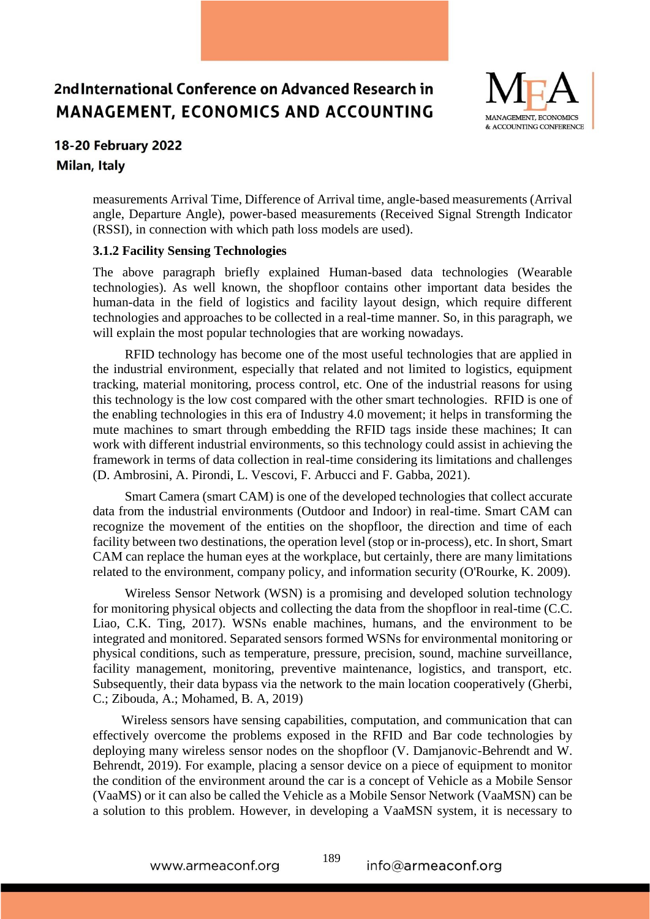measurements Arrival Time, Difference of Arrival time, angle-based measurements (Arrival angle, Departure Angle), power-based measurements (Received Signal Strength Indicator (RSSI), in connection with which path loss models are used).

**3.1.2 Facility Sensing Technologies**

The above paragraph briefly explained Human-based data technologies (Wearable technologies). As well known, the shopfloor contains other important data besides the human-data in the field of logistics and facility layout design, which require different technologies and approaches to be collected in a real-time manner. So, in this paragraph, we will explain the most popular technologies that are working nowadays.

RFID technology has become one of the most useful technologies that are applied in the industrial environment, especially that related and not limited to logistics, equipment tracking, material monitoring, process control, etc. One of the industrial reasons for using this technology is the low cost compared with the other smart technologies. RFID is one of the enabling technologies in this era of Industry 4.0 movement; it helps in transforming the mute machines to smart through embedding the RFID tags inside these machines; It can work with different industrial environments, so this technology could assist in achieving the framework in terms of data collection in real-time considering its limitations and challenges (D. Ambrosini, A. Pirondi, L. Vescovi, F. Arbucci and F. Gabba, 2021).

Smart Camera (smart CAM) is one of the developed technologies that collect accurate data from the industrial environments (Outdoor and Indoor) in real-time. Smart CAM can recognize the movement of the entities on the shopfloor, the direction and time of each facility between two destinations, the operation level (stop or in-process), etc. In short, Smart CAM can replace the human eyes at the workplace, but certainly, there are many limitations related to the environment, company policy, and information security (O'Rourke, K. 2009).

Wireless Sensor Network (WSN) is a promising and developed solution technology for monitoring physical objects and collecting the data from the shopfloor in real-time (C.C. Liao, C.K. Ting, 2017). WSNs enable machines, humans, and the environment to be integrated and monitored. Separated sensors formed WSNs for environmental monitoring or physical conditions, such as temperature, pressure, precision, sound, machine surveillance, facility management, monitoring, preventive maintenance, logistics, and transport, etc. Subsequently, their data bypass via the network to the main location cooperatively (Gherbi, C.; Zibouda, A.; Mohamed, B. A, 2019)

Wireless sensors have sensing capabilities, computation, and communication that can effectively overcome the problems exposed in the RFID and Bar code technologies by deploying many wireless sensor nodes on the shopfloor (V. Damjanovic-Behrendt and W. Behrendt, 2019). For example, placing a sensor device on a piece of equipment to monitor the condition of the environment around the car is a concept of Vehicle as a Mobile Sensor (VaaMS) or it can also be called the Vehicle as a Mobile Sensor Network (VaaMSN) can be a solution to this problem. However, in developing a VaaMSN system, it is necessary to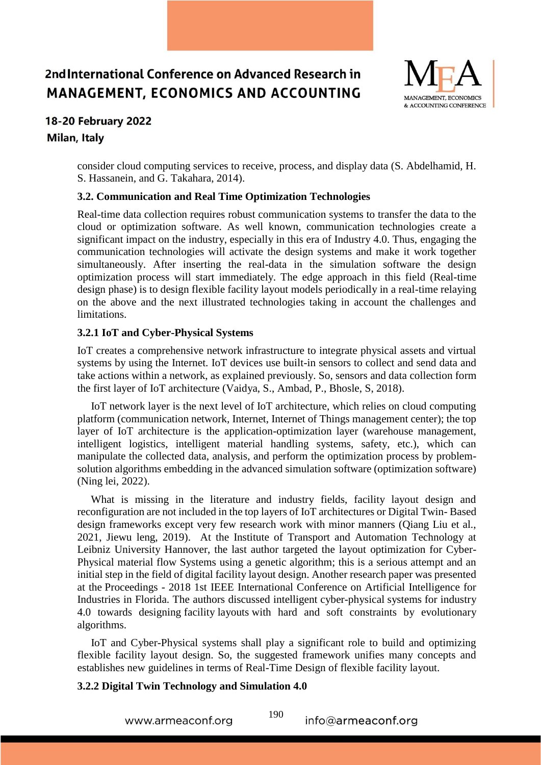consider cloud computing services to receive, process, and display data (S. Abdelhamid, H. S. Hassanein, and G. Takahara, 2014).

### 3.2. Communication and Real Time Optimization Technologies

Real-time data collection requires robust communication systems to transfer the data to the cloud or optimization software. As well known, communication technologies create a significant impact on the industry, especially in this era of Industry 4.0. Thus, engaging the communication technologies will activate the design systems and make it work together simultaneously. After inserting the real-data in the simulation software the design optimization process will start immediately. The edge approach in this field (Real-time design phase) is to design flexible facility layout models periodically in a real-time relaying on the above and the next illustrated technologies taking in account the challenges and limitations.

#### 3.2.1 IoT and Cyber-Physical Systems

IoT creates a comprehensive network infrastructure to integrate physical assets and virtual systems by using the Internet. IoT devices use built-in sensors to collect and send data and take actions within a network, as explained previously. So, sensors and data collection form the first layer of IoT architecture (Vaidya, S., Ambad, P., Bhosle, S, 2018).

IoT network layer is the next level of IoT architecture, which relies on cloud computing platform (communication network, Internet, Internet of Things management center); the top layer of IoT architecture is the application-optimization layer (warehouse management, intelligent logistics, intelligent material handling systems, safety, etc.), which can manipulate the collected data, analysis, and perform the optimization process by problem-solution algorithms embedding in the advanced simulation software (optimization software) (Ning lei, 2022).

What is missing in the literature and industry fields, facility layout design and reconfiguration are not included in the top layers of IoT architectures or Digital Twin- Based design frameworks except very few research work with minor manners (Qiang Liu et al., 2021, Jiewu leng, 2019). At the Institute of Transport and Automation Technology at Leibniz University Hannover, the last author targeted the layout optimization for Cyber-Physical material flow Systems using a genetic algorithm; this is a serious attempt and an initial step in the field of digital facility layout design. Another research paper was presented at the Proceedings - 2018 1st IEEE International Conference on Artificial Intelligence for Industries in Florida. The authors discussed intelligent cyber-physical systems for industry 4.0 towards designing facility layouts with hard and soft constraints by evolutionary algorithms.

IoT and Cyber-Physical systems shall play a significant role to build and optimizing flexible facility layout design. So, the suggested framework unifies many concepts and establishes new guidelines in terms of Real-Time Design of flexible facility layout.

#### 3.2.2 Digital Twin Technology and Simulation 4.0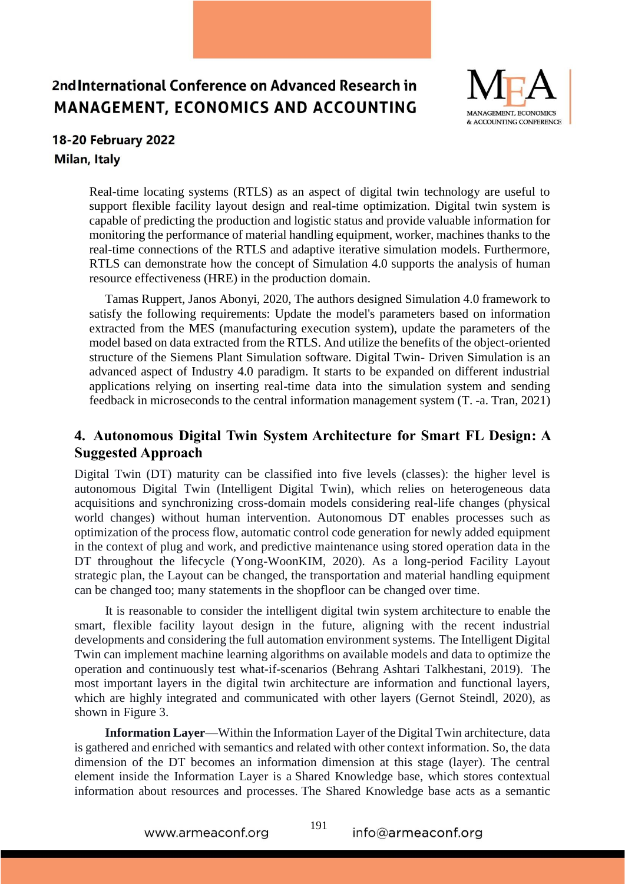Real-time locating systems (RTLS) as an aspect of digital twin technology are useful to support flexible facility layout design and real-time optimization. Digital twin system is capable of predicting the production and logistic status and provide valuable information for monitoring the performance of material handling equipment, worker, machines thanks to the real-time connections of the RTLS and adaptive iterative simulation models. Furthermore, RTLS can demonstrate how the concept of Simulation 4.0 supports the analysis of human resource effectiveness (HRE) in the production domain.

Tamas Ruppert, Janos Abonyi, 2020, The authors designed Simulation 4.0 framework to satisfy the following requirements: Update the model's parameters based on information extracted from the MES (manufacturing execution system), update the parameters of the model based on data extracted from the RTLS. And utilize the benefits of the object-oriented structure of the Siemens Plant Simulation software. Digital Twin- Driven Simulation is an advanced aspect of Industry 4.0 paradigm. It starts to be expanded on different industrial applications relying on inserting real-time data into the simulation system and sending feedback in microseconds to the central information management system (T. -a. Tran, 2021)

## 4. Autonomous Digital Twin System Architecture for Smart FL Design: A Suggested Approach

Digital Twin (DT) maturity can be classified into five levels (classes): the higher level is autonomous Digital Twin (Intelligent Digital Twin), which relies on heterogeneous data acquisitions and synchronizing cross-domain models considering real-life changes (physical world changes) without human intervention. Autonomous DT enables processes such as optimization of the process flow, automatic control code generation for newly added equipment in the context of plug and work, and predictive maintenance using stored operation data in the DT throughout the lifecycle (Yong-WoonKIM, 2020). As a long-period Facility Layout strategic plan, the Layout can be changed, the transportation and material handling equipment can be changed too; many statements in the shopfloor can be changed over time.

It is reasonable to consider the intelligent digital twin system architecture to enable the smart, flexible facility layout design in the future, aligning with the recent industrial developments and considering the full automation environment systems. The Intelligent Digital Twin can implement machine learning algorithms on available models and data to optimize the operation and continuously test what-if-scenarios (Behrang Ashtari Talkhestani, 2019). The most important layers in the digital twin architecture are information and functional layers, which are highly integrated and communicated with other layers (Gernot Steindl, 2020), as shown in Figure 3.

**Information Layer**—Within the Information Layer of the Digital Twin architecture, data is gathered and enriched with semantics and related with other context information. So, the data dimension of the DT becomes an information dimension at this stage (layer). The central element inside the Information Layer is a Shared Knowledge base, which stores contextual information about resources and processes. The Shared Knowledge base acts as a semantic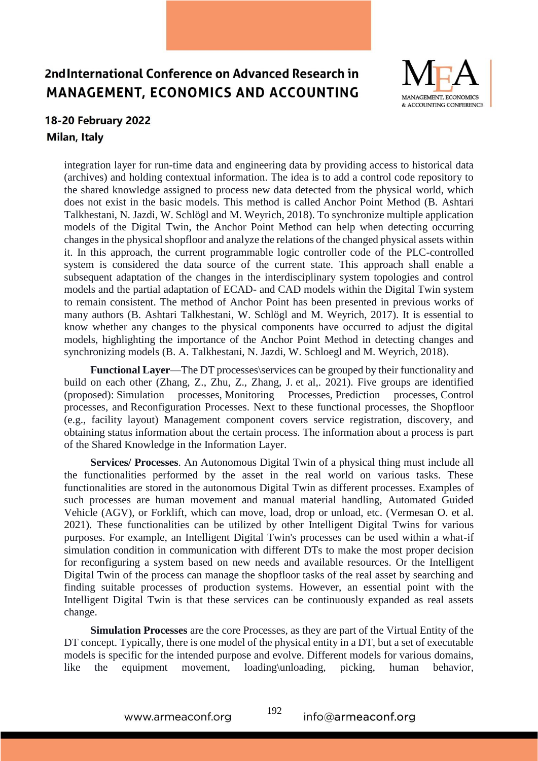integration layer for run-time data and engineering data by providing access to historical data (archives) and holding contextual information. The idea is to add a control code repository to the shared knowledge assigned to process new data detected from the physical world, which does not exist in the basic models. This method is called Anchor Point Method (B. Ashtari Talkhestani, N. Jazdi, W. Schlögl and M. Weyrich, 2018). To synchronize multiple application models of the Digital Twin, the Anchor Point Method can help when detecting occurring changes in the physical shopfloor and analyze the relations of the changed physical assets within it. In this approach, the current programmable logic controller code of the PLC-controlled system is considered the data source of the current state. This approach shall enable a subsequent adaptation of the changes in the interdisciplinary system topologies and control models and the partial adaptation of ECAD- and CAD models within the Digital Twin system to remain consistent. The method of Anchor Point has been presented in previous works of many authors (B. Ashtari Talkhestani, W. Schlögl and M. Weyrich, 2017). It is essential to know whether any changes to the physical components have occurred to adjust the digital models, highlighting the importance of the Anchor Point Method in detecting changes and synchronizing models (B. A. Talkhestani, N. Jazdi, W. Schloegl and M. Weyrich, 2018).

**Functional Layer**—The DT processes\services can be grouped by their functionality and build on each other (Zhang, Z., Zhu, Z., Zhang, J. et al,. 2021). Five groups are identified (proposed): Simulation processes, Monitoring Processes, Prediction processes, Control processes, and Reconfiguration Processes. Next to these functional processes, the Shopfloor (e.g., facility layout) Management component covers service registration, discovery, and obtaining status information about the certain process. The information about a process is part of the Shared Knowledge in the Information Layer.

**Services/ Processes**. An Autonomous Digital Twin of a physical thing must include all the functionalities performed by the asset in the real world on various tasks. These functionalities are stored in the autonomous Digital Twin as different processes. Examples of such processes are human movement and manual material handling, Automated Guided Vehicle (AGV), or Forklift, which can move, load, drop or unload, etc. (Vermesan O. et al. 2021). These functionalities can be utilized by other Intelligent Digital Twins for various purposes. For example, an Intelligent Digital Twin's processes can be used within a what-if simulation condition in communication with different DTs to make the most proper decision for reconfiguring a system based on new needs and available resources. Or the Intelligent Digital Twin of the process can manage the shopfloor tasks of the real asset by searching and finding suitable processes of production systems. However, an essential point with the Intelligent Digital Twin is that these services can be continuously expanded as real assets change.

**Simulation Processes** are the core Processes, as they are part of the Virtual Entity of the DT concept. Typically, there is one model of the physical entity in a DT, but a set of executable models is specific for the intended purpose and evolve. Different models for various domains, like the equipment movement, loading\unloading, picking, human behavior,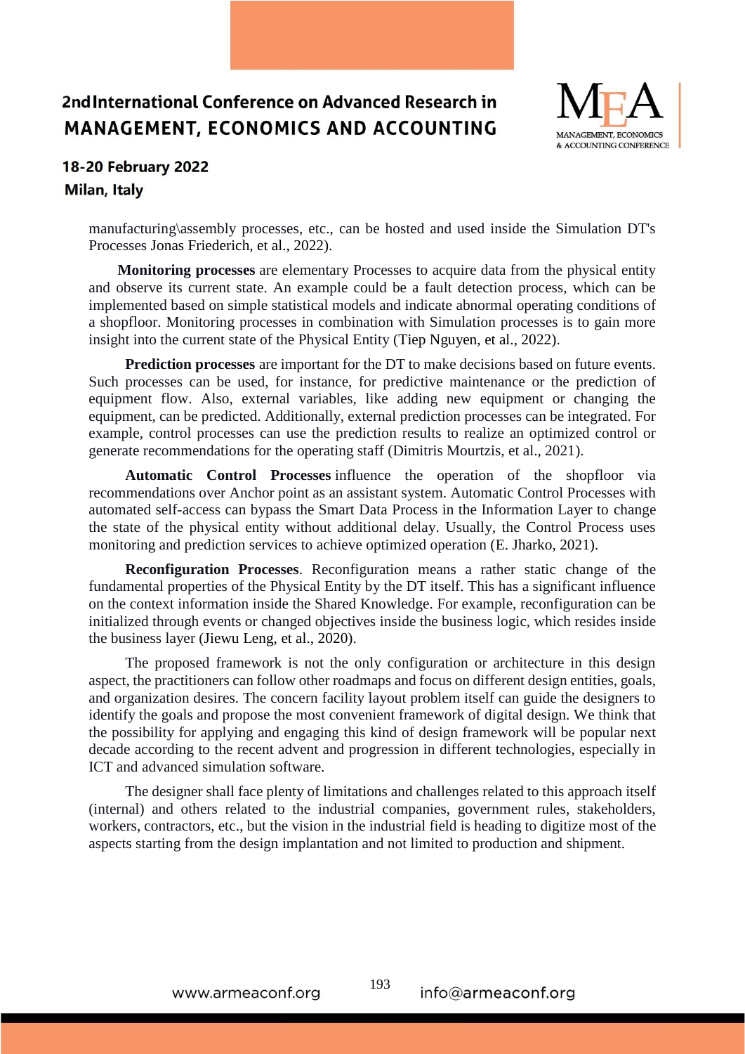manufacturing\assembly processes, etc., can be hosted and used inside the Simulation DT's Processes Jonas Friederich, et al., 2022).

**Monitoring processes** are elementary Processes to acquire data from the physical entity and observe its current state. An example could be a fault detection process, which can be implemented based on simple statistical models and indicate abnormal operating conditions of a shopfloor. Monitoring processes in combination with Simulation processes is to gain more insight into the current state of the Physical Entity (Tiep Nguyen, et al., 2022).

**Prediction processes** are important for the DT to make decisions based on future events. Such processes can be used, for instance, for predictive maintenance or the prediction of equipment flow. Also, external variables, like adding new equipment or changing the equipment, can be predicted. Additionally, external prediction processes can be integrated. For example, control processes can use the prediction results to realize an optimized control or generate recommendations for the operating staff (Dimitris Mourtzis, et al., 2021).

**Automatic Control Processes** influence the operation of the shopfloor via recommendations over Anchor point as an assistant system. Automatic Control Processes with automated self-access can bypass the Smart Data Process in the Information Layer to change the state of the physical entity without additional delay. Usually, the Control Process uses monitoring and prediction services to achieve optimized operation (E. Jharko, 2021).

**Reconfiguration Processes**. Reconfiguration means a rather static change of the fundamental properties of the Physical Entity by the DT itself. This has a significant influence on the context information inside the Shared Knowledge. For example, reconfiguration can be initialized through events or changed objectives inside the business logic, which resides inside the business layer (Jiewu Leng, et al., 2020).

The proposed framework is not the only configuration or architecture in this design aspect, the practitioners can follow other roadmaps and focus on different design entities, goals, and organization desires. The concern facility layout problem itself can guide the designers to identify the goals and propose the most convenient framework of digital design. We think that the possibility for applying and engaging this kind of design framework will be popular next decade according to the recent advent and progression in different technologies, especially in ICT and advanced simulation software.

The designer shall face plenty of limitations and challenges related to this approach itself (internal) and others related to the industrial companies, government rules, stakeholders, workers, contractors, etc., but the vision in the industrial field is heading to digitize most of the aspects starting from the design implantation and not limited to production and shipment.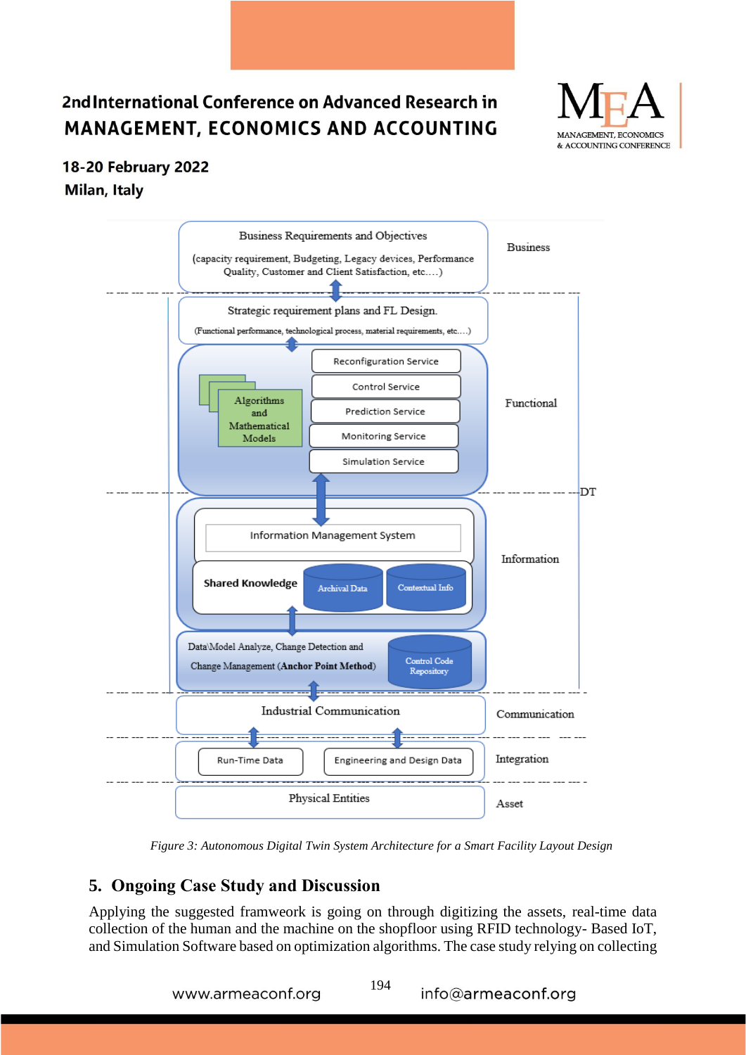*Figure 3: Autonomous Digital Twin System Architecture for a Smart Facility Layout Design*

## 5. Ongoing Case Study and Discussion

Applying the suggested framweork is going on through digitizing the assets, real-time data collection of the human and the machine on the shopfloor using RFID technology- Based IoT, and Simulation Software based on optimization algorithms. The case study relying on collecting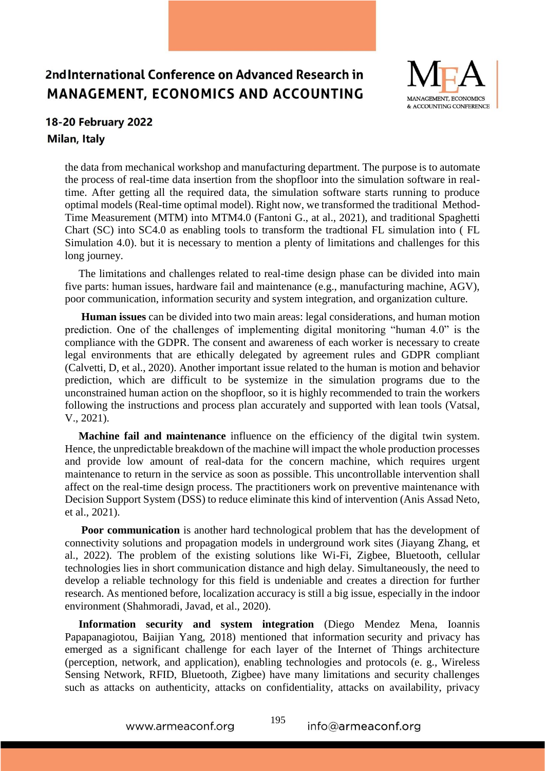the data from mechanical workshop and manufacturing department. The purpose is to automate the process of real-time data insertion from the shopfloor into the simulation software in real-time. After getting all the required data, the simulation software starts running to produce optimal models (Real-time optimal model). Right now, we transformed the traditional Method-Time Measurement (MTM) into MTM4.0 (Fantoni G., at al., 2021), and traditional Spaghetti Chart (SC) into SC4.0 as enabling tools to transform the tradtional FL simulation into ( FL Simulation 4.0). but it is necessary to mention a plenty of limitations and challenges for this long journey.

The limitations and challenges related to real-time design phase can be divided into main five parts: human issues, hardware fail and maintenance (e.g., manufacturing machine, AGV), poor communication, information security and system integration, and organization culture.

**Human issues** can be divided into two main areas: legal considerations, and human motion prediction. One of the challenges of implementing digital monitoring "human 4.0" is the compliance with the GDPR. The consent and awareness of each worker is necessary to create legal environments that are ethically delegated by agreement rules and GDPR compliant (Calvetti, D, et al., 2020). Another important issue related to the human is motion and behavior prediction, which are difficult to be systemize in the simulation programs due to the unconstrained human action on the shopfloor, so it is highly recommended to train the workers following the instructions and process plan accurately and supported with lean tools (Vatsal, V., 2021).

**Machine fail and maintenance** influence on the efficiency of the digital twin system. Hence, the unpredictable breakdown of the machine will impact the whole production processes and provide low amount of real-data for the concern machine, which requires urgent maintenance to return in the service as soon as possible. This uncontrollable intervention shall affect on the real-time design process. The practitioners work on preventive maintenance with Decision Support System (DSS) to reduce eliminate this kind of intervention (Anis Assad Neto, et al., 2021).

**Poor communication** is another hard technological problem that has the development of connectivity solutions and propagation models in underground work sites (Jiayang Zhang, et al., 2022). The problem of the existing solutions like Wi-Fi, Zigbee, Bluetooth, cellular technologies lies in short communication distance and high delay. Simultaneously, the need to develop a reliable technology for this field is undeniable and creates a direction for further research. As mentioned before, localization accuracy is still a big issue, especially in the indoor environment (Shahmoradi, Javad, et al., 2020).

**Information security and system integration** (Diego Mendez Mena, Ioannis Papapanagiotou, Baijian Yang, 2018) mentioned that information security and privacy has emerged as a significant challenge for each layer of the Internet of Things architecture (perception, network, and application), enabling technologies and protocols (e. g., Wireless Sensing Network, RFID, Bluetooth, Zigbee) have many limitations and security challenges such as attacks on authenticity, attacks on confidentiality, attacks on availability, privacy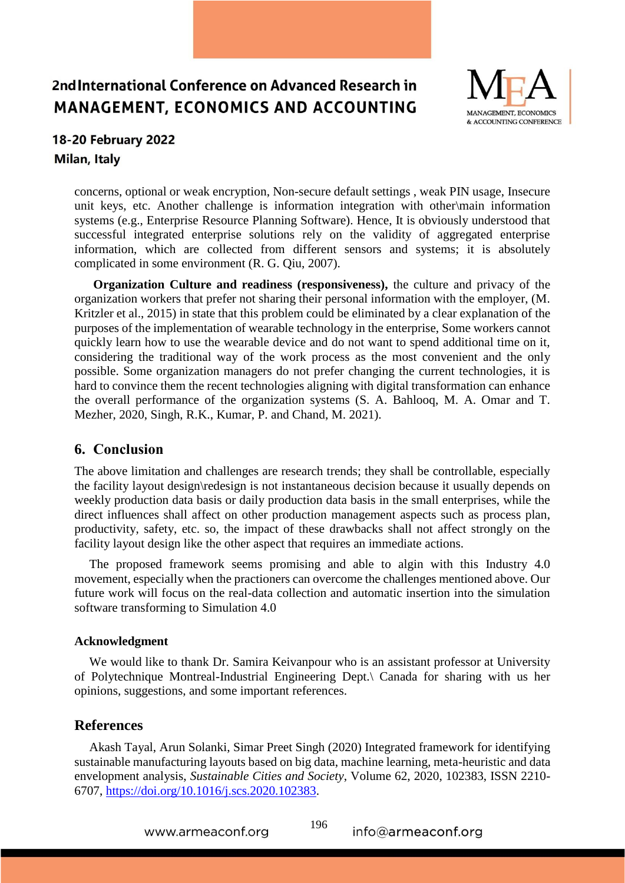concerns, optional or weak encryption, Non-secure default settings , weak PIN usage, Insecure unit keys, etc. Another challenge is information integration with other\main information systems (e.g., Enterprise Resource Planning Software). Hence, It is obviously understood that successful integrated enterprise solutions rely on the validity of aggregated enterprise information, which are collected from different sensors and systems; it is absolutely complicated in some environment (R. G. Qiu, 2007).

**Organization Culture and readiness (responsiveness),** the culture and privacy of the organization workers that prefer not sharing their personal information with the employer, (M. Kritzler et al., 2015) in state that this problem could be eliminated by a clear explanation of the purposes of the implementation of wearable technology in the enterprise, Some workers cannot quickly learn how to use the wearable device and do not want to spend additional time on it, considering the traditional way of the work process as the most convenient and the only possible. Some organization managers do not prefer changing the current technologies, it is hard to convince them the recent technologies aligning with digital transformation can enhance the overall performance of the organization systems (S. A. Bahlooq, M. A. Omar and T. Mezher, 2020, Singh, R.K., Kumar, P. and Chand, M. 2021).

## 6. Conclusion

The above limitation and challenges are research trends; they shall be controllable, especially the facility layout design\redesign is not instantaneous decision because it usually depends on weekly production data basis or daily production data basis in the small enterprises, while the direct influences shall affect on other production management aspects such as process plan, productivity, safety, etc. so, the impact of these drawbacks shall not affect strongly on the facility layout design like the other aspect that requires an immediate actions.

The proposed framework seems promising and able to algin with this Industry 4.0 movement, especially when the practioners can overcome the challenges mentioned above. Our future work will focus on the real-data collection and automatic insertion into the simulation software transforming to Simulation 4.0

### Acknowledgment

We would like to thank Dr. Samira Keivanpour who is an assistant professor at University of Polytechnique Montreal-Industrial Engineering Dept.\ Canada for sharing with us her opinions, suggestions, and some important references.

## References

Akash Tayal, Arun Solanki, Simar Preet Singh (2020) Integrated framework for identifying sustainable manufacturing layouts based on big data, machine learning, meta-heuristic and data envelopment analysis, *Sustainable Cities and Society*, Volume 62, 2020, 102383, ISSN 2210-6707, https://doi.org/10.1016/j.scs.2020.102383.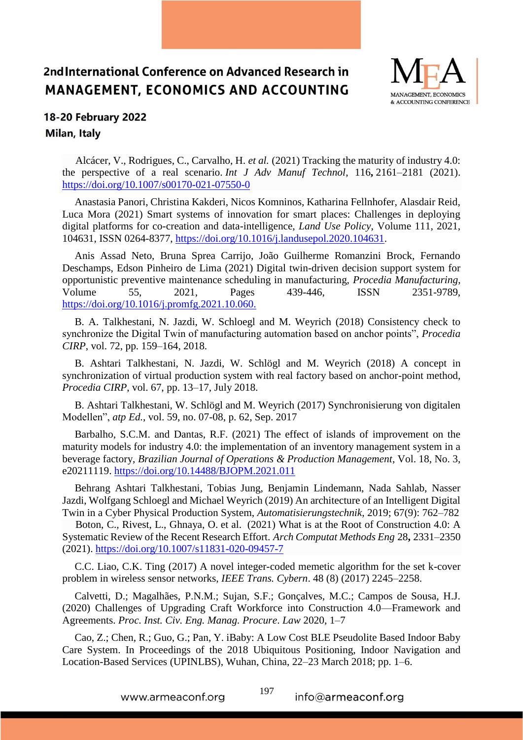Alcácer, V., Rodrigues, C., Carvalho, H. *et al.* (2021) Tracking the maturity of industry 4.0: the perspective of a real scenario. *Int J Adv Manuf Technol*, 116**,** 2161–2181 (2021). https://doi.org/10.1007/s00170-021-07550-0

Anastasia Panori, Christina Kakderi, Nicos Komninos, Katharina Fellnhofer, Alasdair Reid, Luca Mora (2021) Smart systems of innovation for smart places: Challenges in deploying digital platforms for co-creation and data-intelligence, *Land Use Policy*, Volume 111, 2021, 104631, ISSN 0264-8377, https://doi.org/10.1016/j.landusepol.2020.104631.

Anis Assad Neto, Bruna Sprea Carrijo, João Guilherme Romanzini Brock, Fernando Deschamps, Edson Pinheiro de Lima (2021) Digital twin-driven decision support system for opportunistic preventive maintenance scheduling in manufacturing, *Procedia Manufacturing*, Volume 55, 2021, Pages 439-446, ISSN 2351-9789, https://doi.org/10.1016/j.promfg.2021.10.060.

B. A. Talkhestani, N. Jazdi, W. Schloegl and M. Weyrich (2018) Consistency check to synchronize the Digital Twin of manufacturing automation based on anchor points", *Procedia CIRP*, vol. 72, pp. 159–164, 2018.

B. Ashtari Talkhestani, N. Jazdi, W. Schlögl and M. Weyrich (2018) A concept in synchronization of virtual production system with real factory based on anchor-point method, *Procedia CIRP*, vol. 67, pp. 13–17, July 2018.

B. Ashtari Talkhestani, W. Schlögl and M. Weyrich (2017) Synchronisierung von digitalen Modellen", *atp Ed.*, vol. 59, no. 07-08, p. 62, Sep. 2017

Barbalho, S.C.M. and Dantas, R.F. (2021) The effect of islands of improvement on the maturity models for industry 4.0: the implementation of an inventory management system in a beverage factory, *Brazilian Journal of Operations & Production Management*, Vol. 18, No. 3, e20211119. https://doi.org/10.14488/BJOPM.2021.011

Behrang Ashtari Talkhestani, Tobias Jung, Benjamin Lindemann, Nada Sahlab, Nasser Jazdi, Wolfgang Schloegl and Michael Weyrich (2019) An architecture of an Intelligent Digital Twin in a Cyber Physical Production System, *Automatisierungstechnik*, 2019; 67(9): 762–782

Boton, C., Rivest, L., Ghnaya, O. et al. (2021) What is at the Root of Construction 4.0: A Systematic Review of the Recent Research Effort. *Arch Computat Methods Eng* 28**,** 2331–2350 (2021). https://doi.org/10.1007/s11831-020-09457-7

C.C. Liao, C.K. Ting (2017) A novel integer-coded memetic algorithm for the set k-cover problem in wireless sensor networks, *IEEE Trans. Cybern*. 48 (8) (2017) 2245–2258.

Calvetti, D.; Magalhães, P.N.M.; Sujan, S.F.; Gonçalves, M.C.; Campos de Sousa, H.J. (2020) Challenges of Upgrading Craft Workforce into Construction 4.0—Framework and Agreements. *Proc. Inst. Civ. Eng. Manag. Procure. Law* 2020, 1–7

Cao, Z.; Chen, R.; Guo, G.; Pan, Y. iBaby: A Low Cost BLE Pseudolite Based Indoor Baby Care System. In Proceedings of the 2018 Ubiquitous Positioning, Indoor Navigation and Location-Based Services (UPINLBS), Wuhan, China, 22–23 March 2018; pp. 1–6.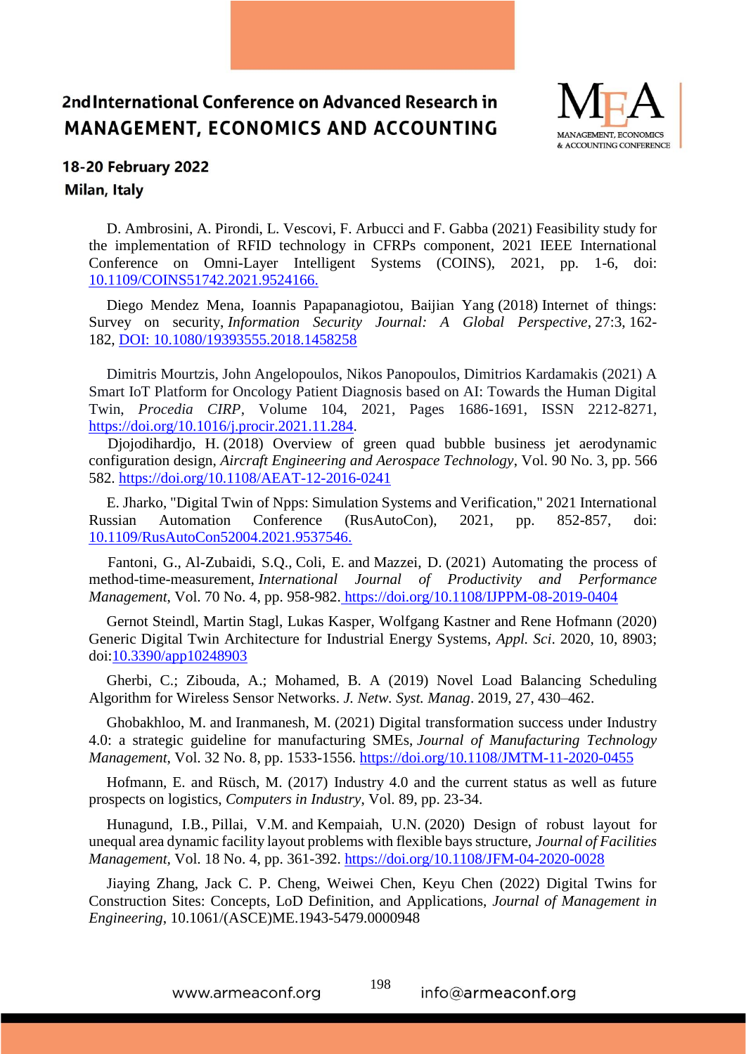D. Ambrosini, A. Pirondi, L. Vescovi, F. Arbucci and F. Gabba (2021) Feasibility study for the implementation of RFID technology in CFRPs component, 2021 IEEE International Conference on Omni-Layer Intelligent Systems (COINS), 2021, pp. 1-6, doi: [10.1109/COINS51742.2021.9524166.](https://doi.org/10.1109/COINS51742.2021.9524166)

Diego Mendez Mena, Ioannis Papapanagiotou, Baijian Yang (2018) Internet of things: Survey on security, *Information Security Journal: A Global Perspective*, 27:3, 162-182, [DOI: 10.1080/19393555.2018.1458258](https://doi.org/10.1080/19393555.2018.1458258)

Dimitris Mourtzis, John Angelopoulos, Nikos Panopoulos, Dimitrios Kardamakis (2021) A Smart IoT Platform for Oncology Patient Diagnosis based on AI: Towards the Human Digital Twin, *Procedia CIRP*, Volume 104, 2021, Pages 1686-1691, ISSN 2212-8271, [https://doi.org/10.1016/j.procir.2021.11.284](https://doi.org/10.1016/j.procir.2021.11.284).

Djojodihardjo, H. (2018) Overview of green quad bubble business jet aerodynamic configuration design, *Aircraft Engineering and Aerospace Technology*, Vol. 90 No. 3, pp. 566 582. [https://doi.org/10.1108/AEAT-12-2016-0241](https://doi.org/10.1108/AEAT-12-2016-0241)

E. Jharko, "Digital Twin of Npps: Simulation Systems and Verification," 2021 International Russian Automation Conference (RusAutoCon), 2021, pp. 852-857, doi: [10.1109/RusAutoCon52004.2021.9537546.](https://doi.org/10.1109/RusAutoCon52004.2021.9537546)

Fantoni, G., Al-Zubaidi, S.Q., Coli, E. and Mazzei, D. (2021) Automating the process of method-time-measurement, *International Journal of Productivity and Performance Management*, Vol. 70 No. 4, pp. 958-982. [https://doi.org/10.1108/IJPPM-08-2019-0404](https://doi.org/10.1108/IJPPM-08-2019-0404)

Gernot Steindl, Martin Stagl, Lukas Kasper, Wolfgang Kastner and Rene Hofmann (2020) Generic Digital Twin Architecture for Industrial Energy Systems, *Appl. Sci*. 2020, 10, 8903; doi:[10.3390/app10248903](https://doi.org/10.3390/app10248903)

Gherbi, C.; Zibouda, A.; Mohamed, B. A (2019) Novel Load Balancing Scheduling Algorithm for Wireless Sensor Networks. *J. Netw. Syst. Manag*. 2019, 27, 430–462.

Ghobakhloo, M. and Iranmanesh, M. (2021) Digital transformation success under Industry 4.0: a strategic guideline for manufacturing SMEs, *Journal of Manufacturing Technology Management*, Vol. 32 No. 8, pp. 1533-1556. [https://doi.org/10.1108/JMTM-11-2020-0455](https://doi.org/10.1108/JMTM-11-2020-0455)

Hofmann, E. and Rüsch, M. (2017) Industry 4.0 and the current status as well as future prospects on logistics, *Computers in Industry*, Vol. 89, pp. 23-34.

Hunagund, I.B., Pillai, V.M. and Kempaiah, U.N. (2020) Design of robust layout for unequal area dynamic facility layout problems with flexible bays structure, *Journal of Facilities Management*, Vol. 18 No. 4, pp. 361-392. [https://doi.org/10.1108/JFM-04-2020-0028](https://doi.org/10.1108/JFM-04-2020-0028)

Jiaying Zhang, Jack C. P. Cheng, Weiwei Chen, Keyu Chen (2022) Digital Twins for Construction Sites: Concepts, LoD Definition, and Applications, *Journal of Management in Engineering*, 10.1061/(ASCE)ME.1943-5479.0000948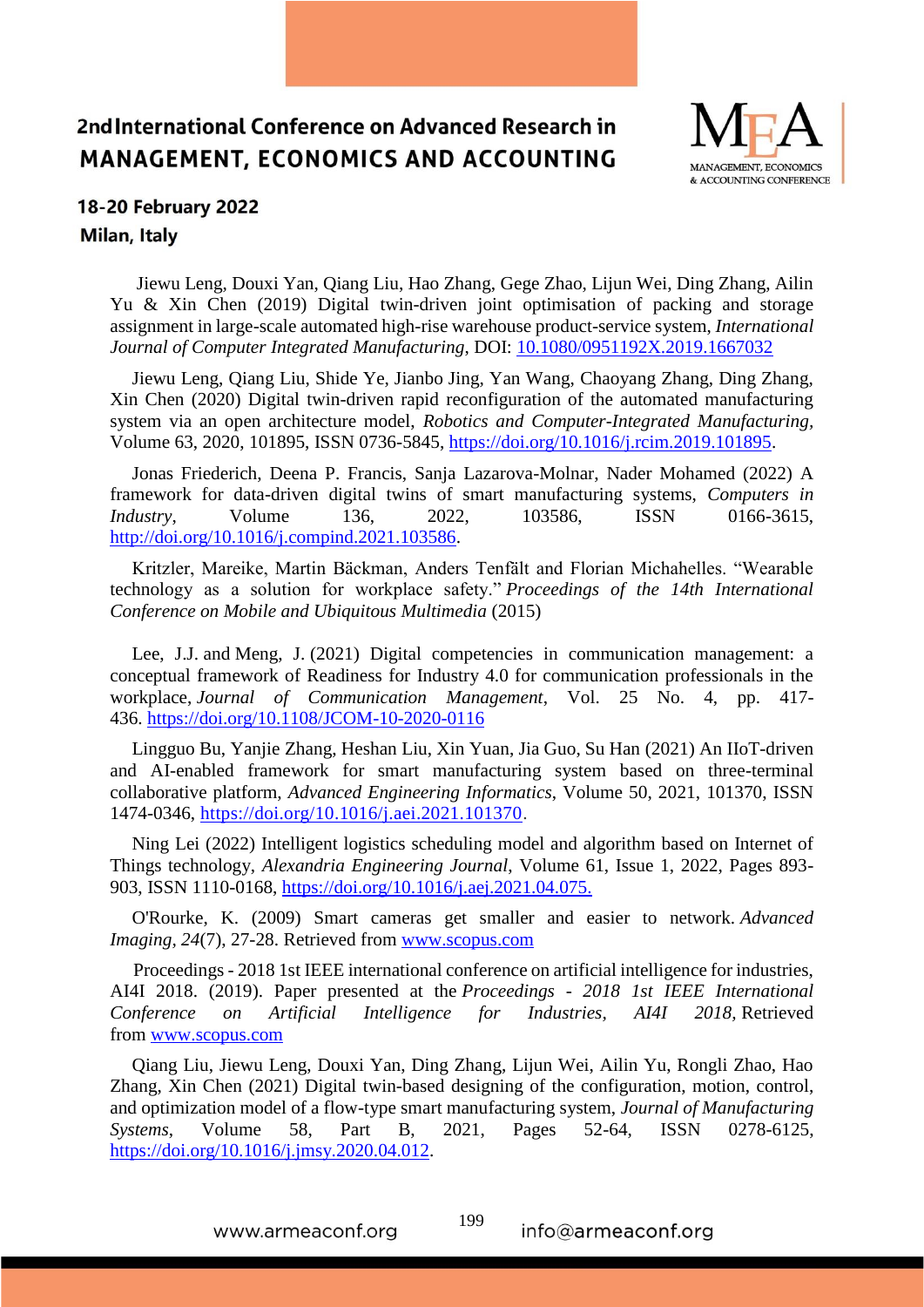Jiewu Leng, Douxi Yan, Qiang Liu, Hao Zhang, Gege Zhao, Lijun Wei, Ding Zhang, Ailin Yu & Xin Chen (2019) Digital twin-driven joint optimisation of packing and storage assignment in large-scale automated high-rise warehouse product-service system, *International Journal of Computer Integrated Manufacturing*, DOI: 10.1080/0951192X.2019.1667032

Jiewu Leng, Qiang Liu, Shide Ye, Jianbo Jing, Yan Wang, Chaoyang Zhang, Ding Zhang, Xin Chen (2020) Digital twin-driven rapid reconfiguration of the automated manufacturing system via an open architecture model, *Robotics and Computer-Integrated Manufacturing*, Volume 63, 2020, 101895, ISSN 0736-5845, https://doi.org/10.1016/j.rcim.2019.101895.

Jonas Friederich, Deena P. Francis, Sanja Lazarova-Molnar, Nader Mohamed (2022) A framework for data-driven digital twins of smart manufacturing systems, *Computers in Industry*, Volume 136, 2022, 103586, ISSN 0166-3615, http://doi.org/10.1016/j.compind.2021.103586.

Kritzler, Mareike, Martin Bäckman, Anders Tenfält and Florian Michahelles. "Wearable technology as a solution for workplace safety." *Proceedings of the 14th International Conference on Mobile and Ubiquitous Multimedia* (2015)

Lee, J.J. and Meng, J. (2021) Digital competencies in communication management: a conceptual framework of Readiness for Industry 4.0 for communication professionals in the workplace, *Journal of Communication Management*, Vol. 25 No. 4, pp. 417-436. https://doi.org/10.1108/JCOM-10-2020-0116

Lingguo Bu, Yanjie Zhang, Heshan Liu, Xin Yuan, Jia Guo, Su Han (2021) An IIoT-driven and AI-enabled framework for smart manufacturing system based on three-terminal collaborative platform, *Advanced Engineering Informatics*, Volume 50, 2021, 101370, ISSN 1474-0346, https://doi.org/10.1016/j.aei.2021.101370.

Ning Lei (2022) Intelligent logistics scheduling model and algorithm based on Internet of Things technology, *Alexandria Engineering Journal*, Volume 61, Issue 1, 2022, Pages 893-903, ISSN 1110-0168, https://doi.org/10.1016/j.aej.2021.04.075.

O'Rourke, K. (2009) Smart cameras get smaller and easier to network. *Advanced Imaging, 24*(7), 27-28. Retrieved from www.scopus.com

Proceedings - 2018 1st IEEE international conference on artificial intelligence for industries, AI4I 2018. (2019). Paper presented at the *Proceedings - 2018 1st IEEE International Conference on Artificial Intelligence for Industries, AI4I 2018,* Retrieved from www.scopus.com

Qiang Liu, Jiewu Leng, Douxi Yan, Ding Zhang, Lijun Wei, Ailin Yu, Rongli Zhao, Hao Zhang, Xin Chen (2021) Digital twin-based designing of the configuration, motion, control, and optimization model of a flow-type smart manufacturing system, *Journal of Manufacturing Systems*, Volume 58, Part B, 2021, Pages 52-64, ISSN 0278-6125, https://doi.org/10.1016/j.jmsy.2020.04.012.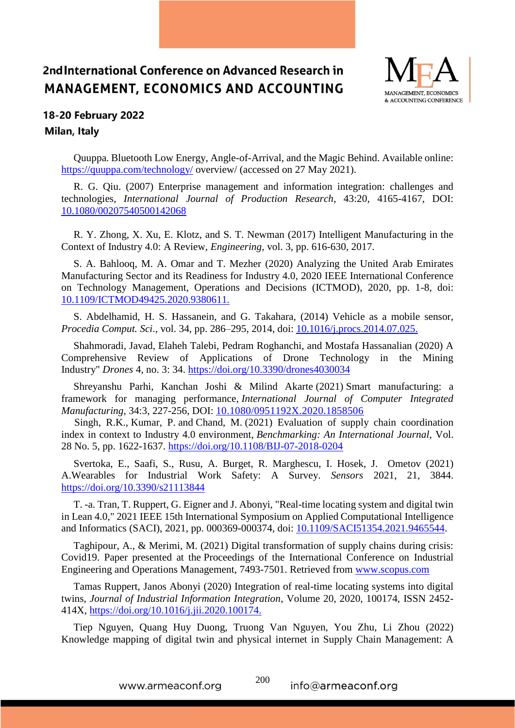Quuppa. Bluetooth Low Energy, Angle-of-Arrival, and the Magic Behind. Available online: https://quuppa.com/technology/ overview/ (accessed on 27 May 2021).

R. G. Qiu. (2007) Enterprise management and information integration: challenges and technologies, *International Journal of Production Research*, 43:20, 4165-4167, DOI: 10.1080/00207540500142068

R. Y. Zhong, X. Xu, E. Klotz, and S. T. Newman (2017) Intelligent Manufacturing in the Context of Industry 4.0: A Review, *Engineering*, vol. 3, pp. 616-630, 2017.

S. A. Bahlooq, M. A. Omar and T. Mezher (2020) Analyzing the United Arab Emirates Manufacturing Sector and its Readiness for Industry 4.0, 2020 IEEE International Conference on Technology Management, Operations and Decisions (ICTMOD), 2020, pp. 1-8, doi: 10.1109/ICTMOD49425.2020.9380611.

S. Abdelhamid, H. S. Hassanein, and G. Takahara, (2014) Vehicle as a mobile sensor, *Procedia Comput. Sci*., vol. 34, pp. 286–295, 2014, doi: 10.1016/j.procs.2014.07.025.

Shahmoradi, Javad, Elaheh Talebi, Pedram Roghanchi, and Mostafa Hassanalian (2020) A Comprehensive Review of Applications of Drone Technology in the Mining Industry" *Drones* 4, no. 3: 34. https://doi.org/10.3390/drones4030034

Shreyanshu Parhi, Kanchan Joshi & Milind Akarte (2021) Smart manufacturing: a framework for managing performance, *International Journal of Computer Integrated Manufacturing*, 34:3, 227-256, DOI: 10.1080/0951192X.2020.1858506

Singh, R.K., Kumar, P. and Chand, M. (2021) Evaluation of supply chain coordination index in context to Industry 4.0 environment, *Benchmarking: An International Journal*, Vol. 28 No. 5, pp. 1622-1637. https://doi.org/10.1108/BIJ-07-2018-0204

Svertoka, E., Saafi, S., Rusu, A. Burget, R. Marghescu, I. Hosek, J. Ometov (2021) A.Wearables for Industrial Work Safety: A Survey. *Sensors* 2021, 21, 3844. https://doi.org/10.3390/s21113844

T. -a. Tran, T. Ruppert, G. Eigner and J. Abonyi, "Real-time locating system and digital twin in Lean 4.0," 2021 IEEE 15th International Symposium on Applied Computational Intelligence and Informatics (SACI), 2021, pp. 000369-000374, doi: 10.1109/SACI51354.2021.9465544.

Taghipour, A., & Merimi, M. (2021) Digital transformation of supply chains during crisis: Covid19. Paper presented at the Proceedings of the International Conference on Industrial Engineering and Operations Management, 7493-7501. Retrieved from www.scopus.com

Tamas Ruppert, Janos Abonyi (2020) Integration of real-time locating systems into digital twins, *Journal of Industrial Information Integration*, Volume 20, 2020, 100174, ISSN 2452-414X, https://doi.org/10.1016/j.jii.2020.100174.

Tiep Nguyen, Quang Huy Duong, Truong Van Nguyen, You Zhu, Li Zhou (2022) Knowledge mapping of digital twin and physical internet in Supply Chain Management: A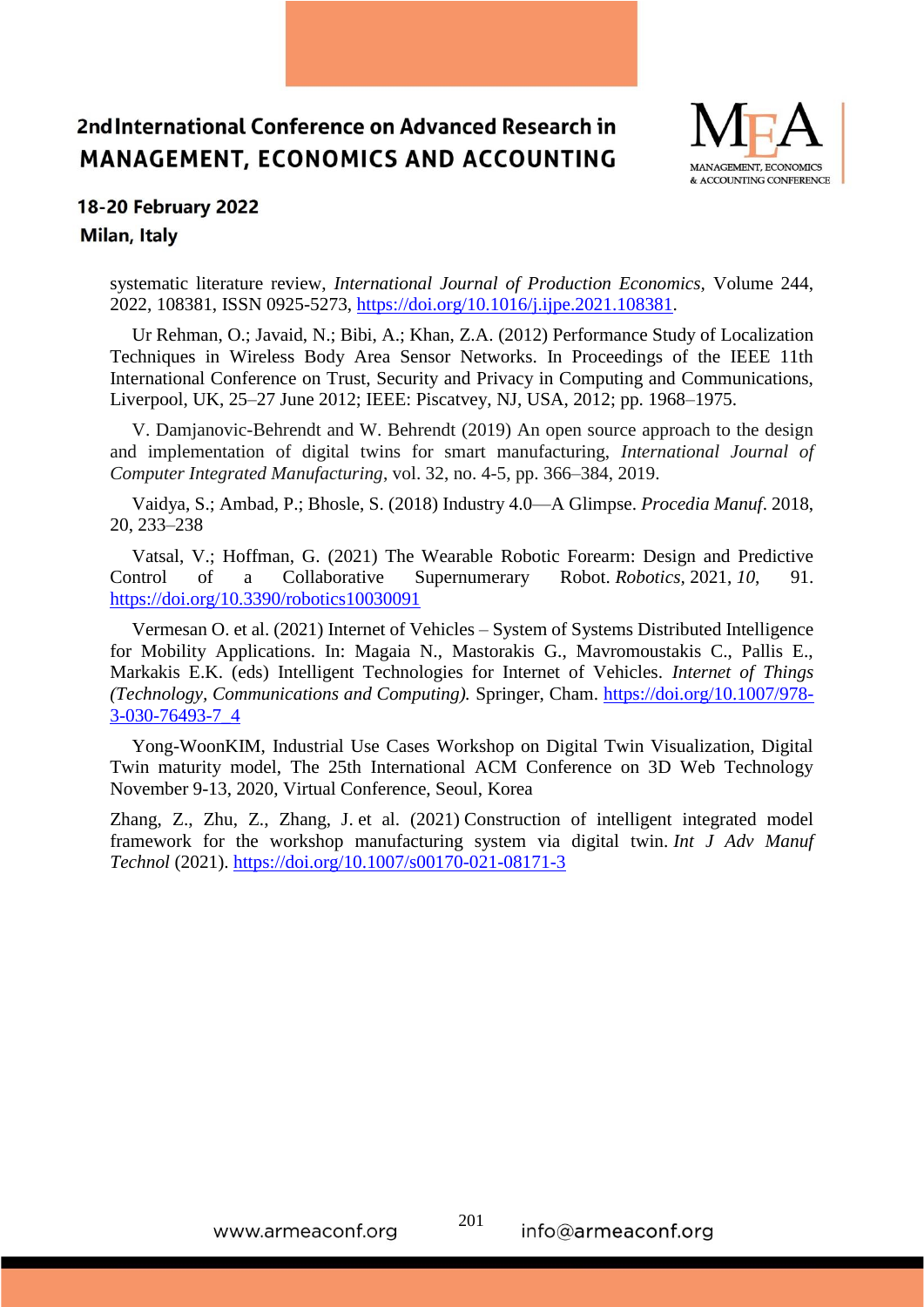systematic literature review, *International Journal of Production Economics*, Volume 244, 2022, 108381, ISSN 0925-5273, https://doi.org/10.1016/j.ijpe.2021.108381.

Ur Rehman, O.; Javaid, N.; Bibi, A.; Khan, Z.A. (2012) Performance Study of Localization Techniques in Wireless Body Area Sensor Networks. In Proceedings of the IEEE 11th International Conference on Trust, Security and Privacy in Computing and Communications, Liverpool, UK, 25–27 June 2012; IEEE: Piscatvey, NJ, USA, 2012; pp. 1968–1975.

V. Damjanovic-Behrendt and W. Behrendt (2019) An open source approach to the design and implementation of digital twins for smart manufacturing, *International Journal of Computer Integrated Manufacturing*, vol. 32, no. 4-5, pp. 366–384, 2019.

Vaidya, S.; Ambad, P.; Bhosle, S. (2018) Industry 4.0—A Glimpse. *Procedia Manuf*. 2018, 20, 233–238

Vatsal, V.; Hoffman, G. (2021) The Wearable Robotic Forearm: Design and Predictive Control of a Collaborative Supernumerary Robot. *Robotics*, 2021, *10*, 91. https://doi.org/10.3390/robotics10030091

Vermesan O. et al. (2021) Internet of Vehicles – System of Systems Distributed Intelligence for Mobility Applications. In: Magaia N., Mastorakis G., Mavromoustakis C., Pallis E., Markakis E.K. (eds) Intelligent Technologies for Internet of Vehicles. *Internet of Things (Technology, Communications and Computing).* Springer, Cham. https://doi.org/10.1007/978-3-030-76493-7_4

Yong-WoonKIM, Industrial Use Cases Workshop on Digital Twin Visualization, Digital Twin maturity model, The 25th International ACM Conference on 3D Web Technology November 9-13, 2020, Virtual Conference, Seoul, Korea

Zhang, Z., Zhu, Z., Zhang, J. et al. (2021) Construction of intelligent integrated model framework for the workshop manufacturing system via digital twin. *Int J Adv Manuf Technol* (2021). https://doi.org/10.1007/s00170-021-08171-3